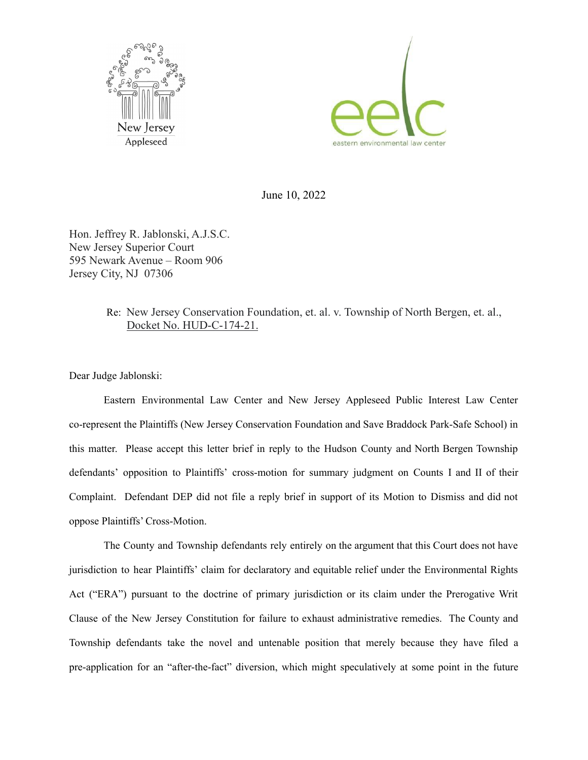New Jersey Appleseed

eastern environmental law center

June 10, 2022

Hon. Jeffrey R. Jablonski, A.J.S.C.
New Jersey Superior Court
595 Newark Avenue – Room 906
Jersey City, NJ 07306

Re: New Jersey Conservation Foundation, et. al. v. Township of North Bergen, et. al., Docket No. HUD-C-174-21.

Dear Judge Jablonski:

Eastern Environmental Law Center and New Jersey Appleseed Public Interest Law Center co-represent the Plaintiffs (New Jersey Conservation Foundation and Save Braddock Park-Safe School) in this matter. Please accept this letter brief in reply to the Hudson County and North Bergen Township defendants' opposition to Plaintiffs' cross-motion for summary judgment on Counts I and II of their Complaint. Defendant DEP did not file a reply brief in support of its Motion to Dismiss and did not oppose Plaintiffs' Cross-Motion.

The County and Township defendants rely entirely on the argument that this Court does not have jurisdiction to hear Plaintiffs' claim for declaratory and equitable relief under the Environmental Rights Act ("ERA") pursuant to the doctrine of primary jurisdiction or its claim under the Prerogative Writ Clause of the New Jersey Constitution for failure to exhaust administrative remedies. The County and Township defendants take the novel and untenable position that merely because they have filed a pre-application for an "after-the-fact" diversion, which might speculatively at some point in the future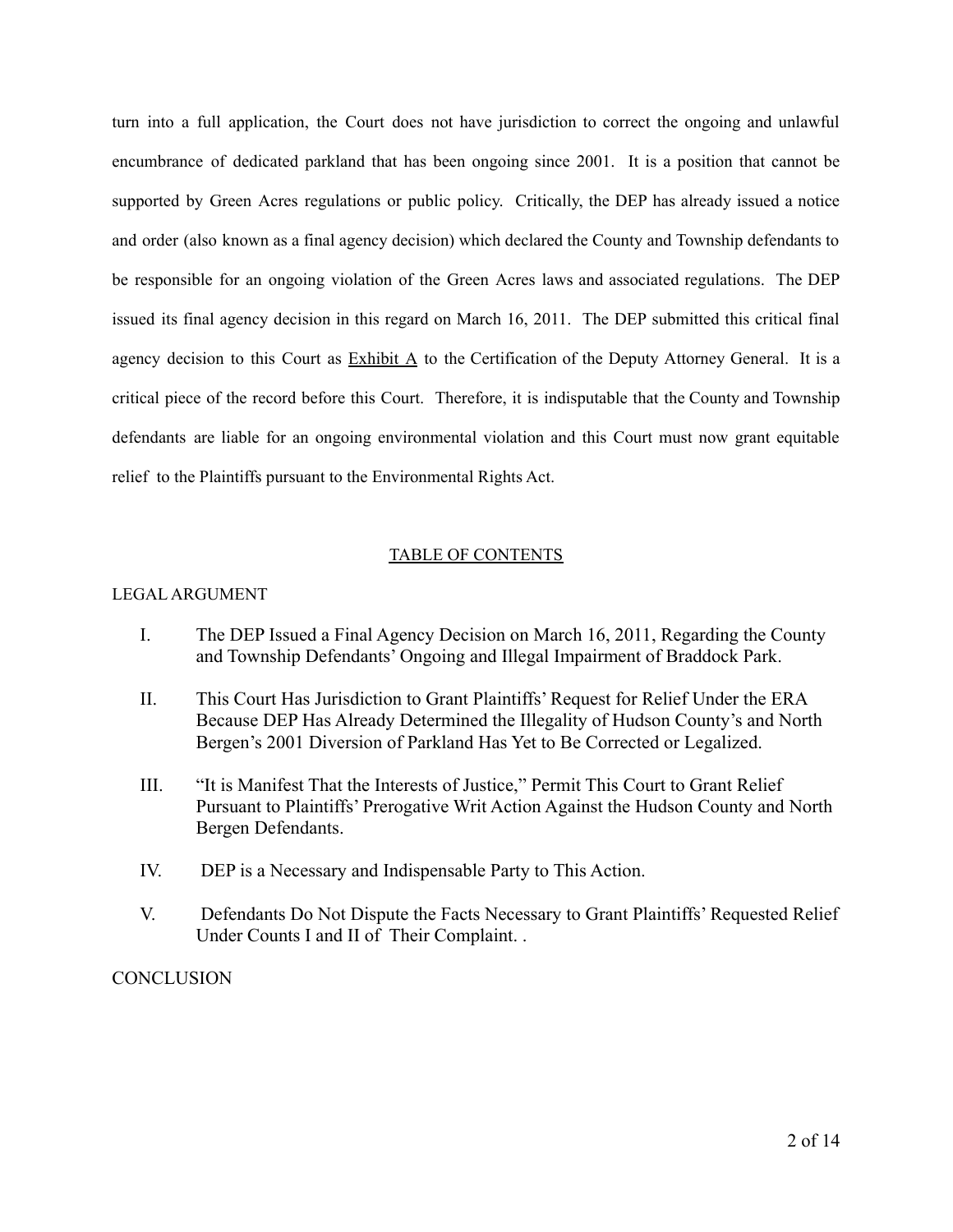turn into a full application, the Court does not have jurisdiction to correct the ongoing and unlawful encumbrance of dedicated parkland that has been ongoing since 2001. It is a position that cannot be supported by Green Acres regulations or public policy. Critically, the DEP has already issued a notice and order (also known as a final agency decision) which declared the County and Township defendants to be responsible for an ongoing violation of the Green Acres laws and associated regulations. The DEP issued its final agency decision in this regard on March 16, 2011. The DEP submitted this critical final agency decision to this Court as Exhibit A to the Certification of the Deputy Attorney General. It is a critical piece of the record before this Court. Therefore, it is indisputable that the County and Township defendants are liable for an ongoing environmental violation and this Court must now grant equitable relief to the Plaintiffs pursuant to the Environmental Rights Act.

## TABLE OF CONTENTS

LEGAL ARGUMENT

I. The DEP Issued a Final Agency Decision on March 16, 2011, Regarding the County and Township Defendants' Ongoing and Illegal Impairment of Braddock Park.

II. This Court Has Jurisdiction to Grant Plaintiffs' Request for Relief Under the ERA Because DEP Has Already Determined the Illegality of Hudson County's and North Bergen's 2001 Diversion of Parkland Has Yet to Be Corrected or Legalized.

III. "It is Manifest That the Interests of Justice," Permit This Court to Grant Relief Pursuant to Plaintiffs' Prerogative Writ Action Against the Hudson County and North Bergen Defendants.

IV. DEP is a Necessary and Indispensable Party to This Action.

V. Defendants Do Not Dispute the Facts Necessary to Grant Plaintiffs' Requested Relief Under Counts I and II of Their Complaint. .

CONCLUSION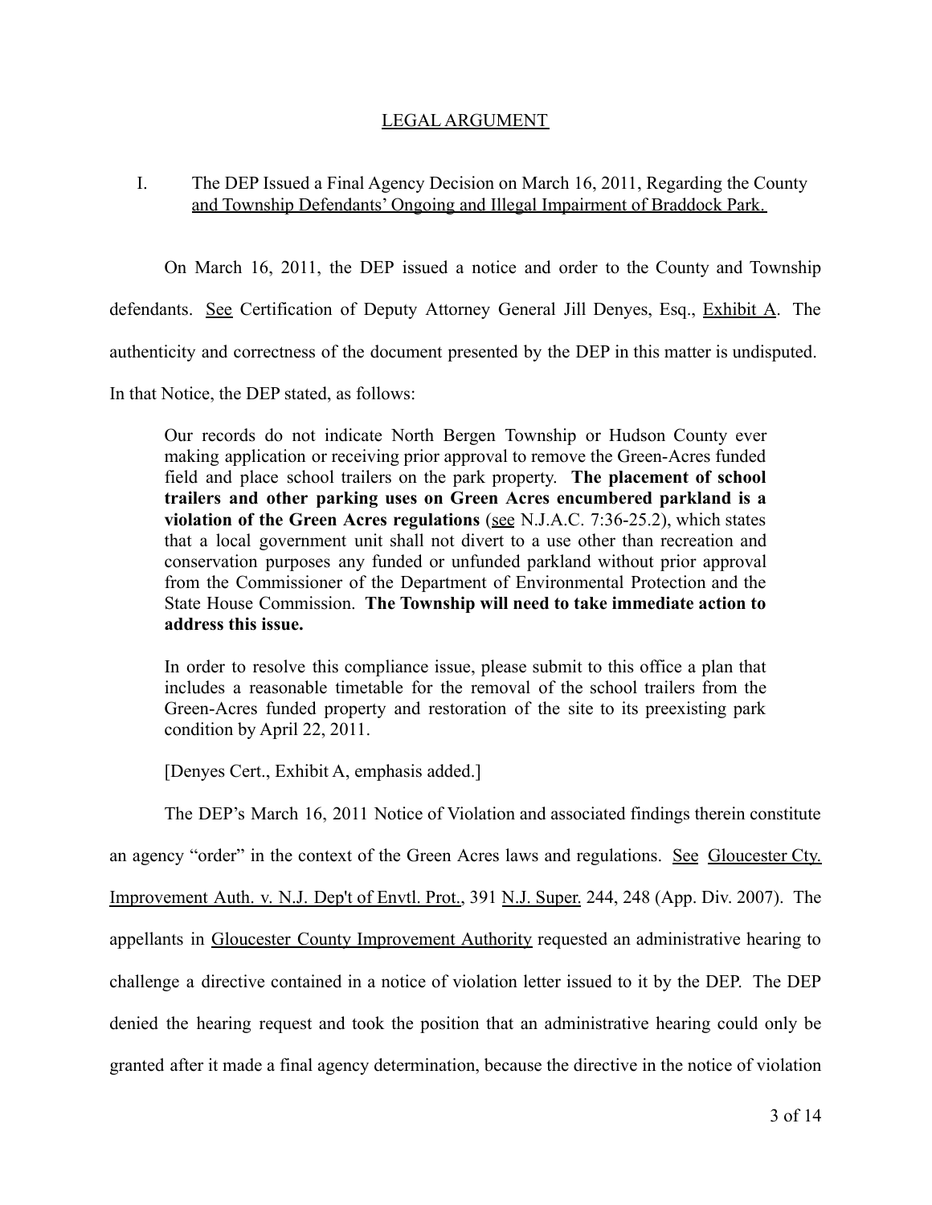## LEGAL ARGUMENT

I. The DEP Issued a Final Agency Decision on March 16, 2011, Regarding the County and Township Defendants' Ongoing and Illegal Impairment of Braddock Park.

On March 16, 2011, the DEP issued a notice and order to the County and Township defendants. See Certification of Deputy Attorney General Jill Denyes, Esq., Exhibit A. The authenticity and correctness of the document presented by the DEP in this matter is undisputed. In that Notice, the DEP stated, as follows:

> Our records do not indicate North Bergen Township or Hudson County ever making application or receiving prior approval to remove the Green-Acres funded field and place school trailers on the park property. **The placement of school trailers and other parking uses on Green Acres encumbered parkland is a violation of the Green Acres regulations** (see N.J.A.C. 7:36-25.2), which states that a local government unit shall not divert to a use other than recreation and conservation purposes any funded or unfunded parkland without prior approval from the Commissioner of the Department of Environmental Protection and the State House Commission. **The Township will need to take immediate action to address this issue.**
>
> In order to resolve this compliance issue, please submit to this office a plan that includes a reasonable timetable for the removal of the school trailers from the Green-Acres funded property and restoration of the site to its preexisting park condition by April 22, 2011.
>
> [Denyes Cert., Exhibit A, emphasis added.]

The DEP's March 16, 2011 Notice of Violation and associated findings therein constitute an agency "order" in the context of the Green Acres laws and regulations. See Gloucester Cty. Improvement Auth. v. N.J. Dep't of Envtl. Prot., 391 N.J. Super. 244, 248 (App. Div. 2007). The appellants in Gloucester County Improvement Authority requested an administrative hearing to challenge a directive contained in a notice of violation letter issued to it by the DEP. The DEP denied the hearing request and took the position that an administrative hearing could only be granted after it made a final agency determination, because the directive in the notice of violation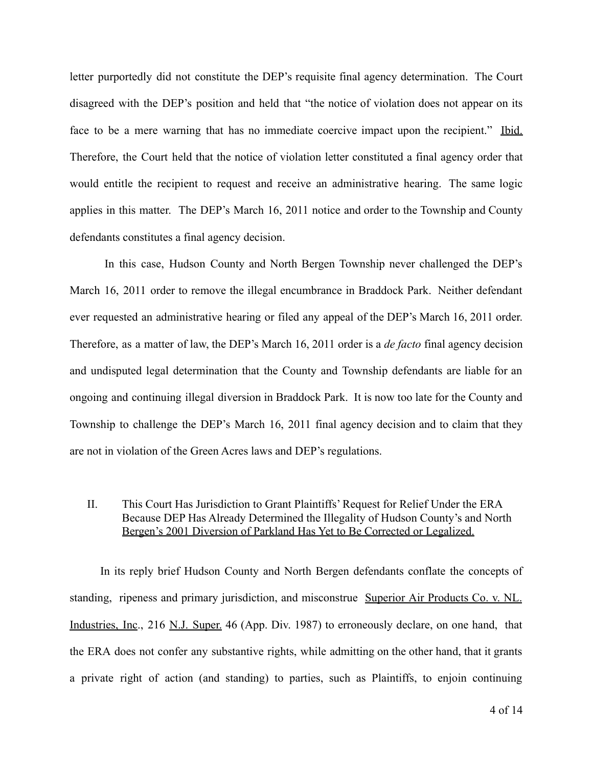letter purportedly did not constitute the DEP's requisite final agency determination. The Court disagreed with the DEP's position and held that "the notice of violation does not appear on its face to be a mere warning that has no immediate coercive impact upon the recipient." Ibid. Therefore, the Court held that the notice of violation letter constituted a final agency order that would entitle the recipient to request and receive an administrative hearing. The same logic applies in this matter. The DEP's March 16, 2011 notice and order to the Township and County defendants constitutes a final agency decision.

In this case, Hudson County and North Bergen Township never challenged the DEP's March 16, 2011 order to remove the illegal encumbrance in Braddock Park. Neither defendant ever requested an administrative hearing or filed any appeal of the DEP's March 16, 2011 order. Therefore, as a matter of law, the DEP's March 16, 2011 order is a *de facto* final agency decision and undisputed legal determination that the County and Township defendants are liable for an ongoing and continuing illegal diversion in Braddock Park. It is now too late for the County and Township to challenge the DEP's March 16, 2011 final agency decision and to claim that they are not in violation of the Green Acres laws and DEP's regulations.

## II. This Court Has Jurisdiction to Grant Plaintiffs' Request for Relief Under the ERA Because DEP Has Already Determined the Illegality of Hudson County's and North Bergen's 2001 Diversion of Parkland Has Yet to Be Corrected or Legalized.

In its reply brief Hudson County and North Bergen defendants conflate the concepts of standing, ripeness and primary jurisdiction, and misconstrue Superior Air Products Co. v. NL. Industries, Inc., 216 N.J. Super. 46 (App. Div. 1987) to erroneously declare, on one hand, that the ERA does not confer any substantive rights, while admitting on the other hand, that it grants a private right of action (and standing) to parties, such as Plaintiffs, to enjoin continuing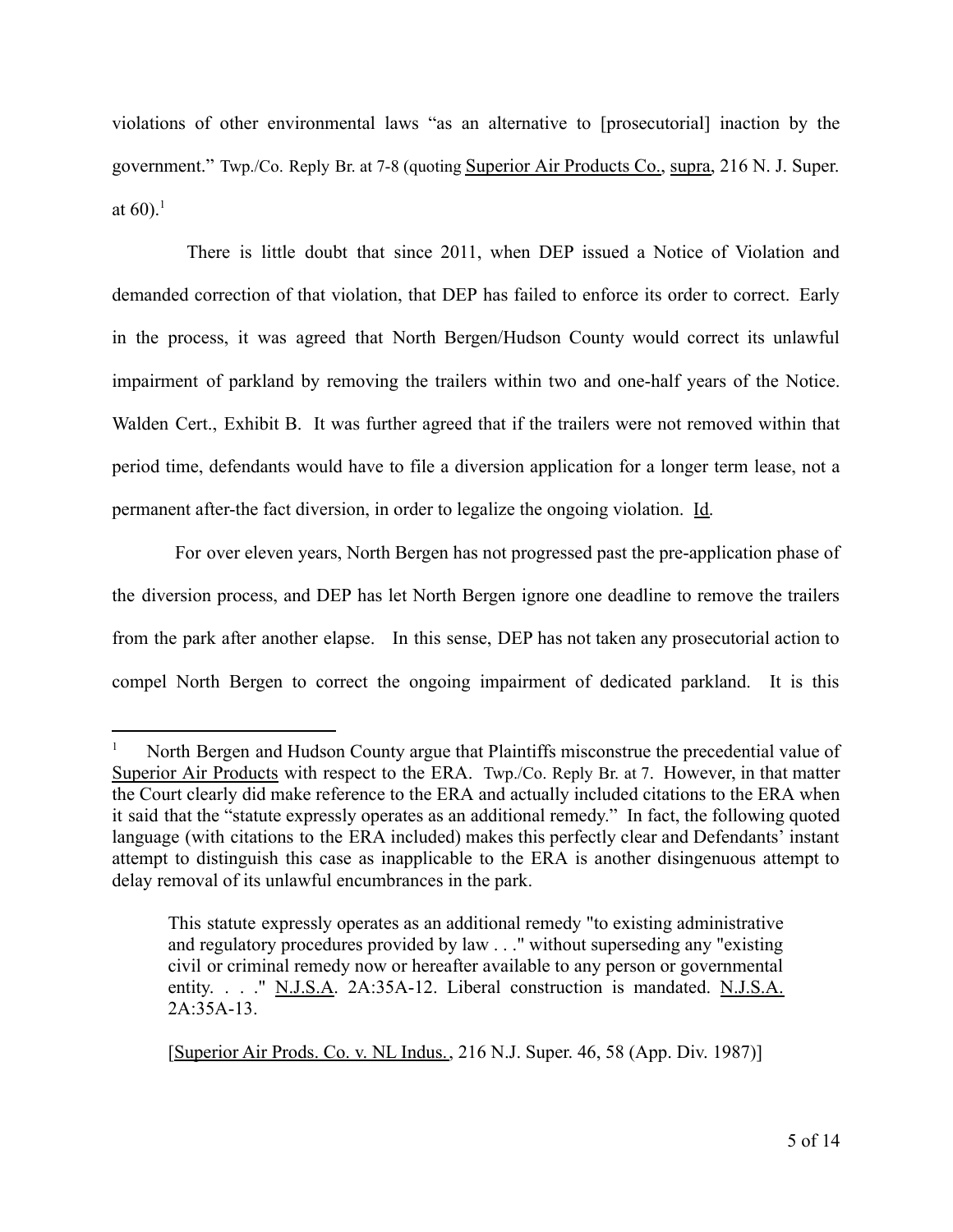violations of other environmental laws "as an alternative to [prosecutorial] inaction by the government." Twp./Co. Reply Br. at 7-8 (quoting Superior Air Products Co., supra, 216 N. J. Super. at 60).[1]

There is little doubt that since 2011, when DEP issued a Notice of Violation and demanded correction of that violation, that DEP has failed to enforce its order to correct. Early in the process, it was agreed that North Bergen/Hudson County would correct its unlawful impairment of parkland by removing the trailers within two and one-half years of the Notice. Walden Cert., Exhibit B. It was further agreed that if the trailers were not removed within that period time, defendants would have to file a diversion application for a longer term lease, not a permanent after-the fact diversion, in order to legalize the ongoing violation. Id.

For over eleven years, North Bergen has not progressed past the pre-application phase of the diversion process, and DEP has let North Bergen ignore one deadline to remove the trailers from the park after another elapse. In this sense, DEP has not taken any prosecutorial action to compel North Bergen to correct the ongoing impairment of dedicated parkland. It is this

---

[1] North Bergen and Hudson County argue that Plaintiffs misconstrue the precedential value of Superior Air Products with respect to the ERA. Twp./Co. Reply Br. at 7. However, in that matter the Court clearly did make reference to the ERA and actually included citations to the ERA when it said that the "statute expressly operates as an additional remedy." In fact, the following quoted language (with citations to the ERA included) makes this perfectly clear and Defendants' instant attempt to distinguish this case as inapplicable to the ERA is another disingenuous attempt to delay removal of its unlawful encumbrances in the park.

> This statute expressly operates as an additional remedy "to existing administrative and regulatory procedures provided by law . . ." without superseding any "existing civil or criminal remedy now or hereafter available to any person or governmental entity. . . ." N.J.S.A. 2A:35A-12. Liberal construction is mandated. N.J.S.A. 2A:35A-13.
>
> [Superior Air Prods. Co. v. NL Indus., 216 N.J. Super. 46, 58 (App. Div. 1987)]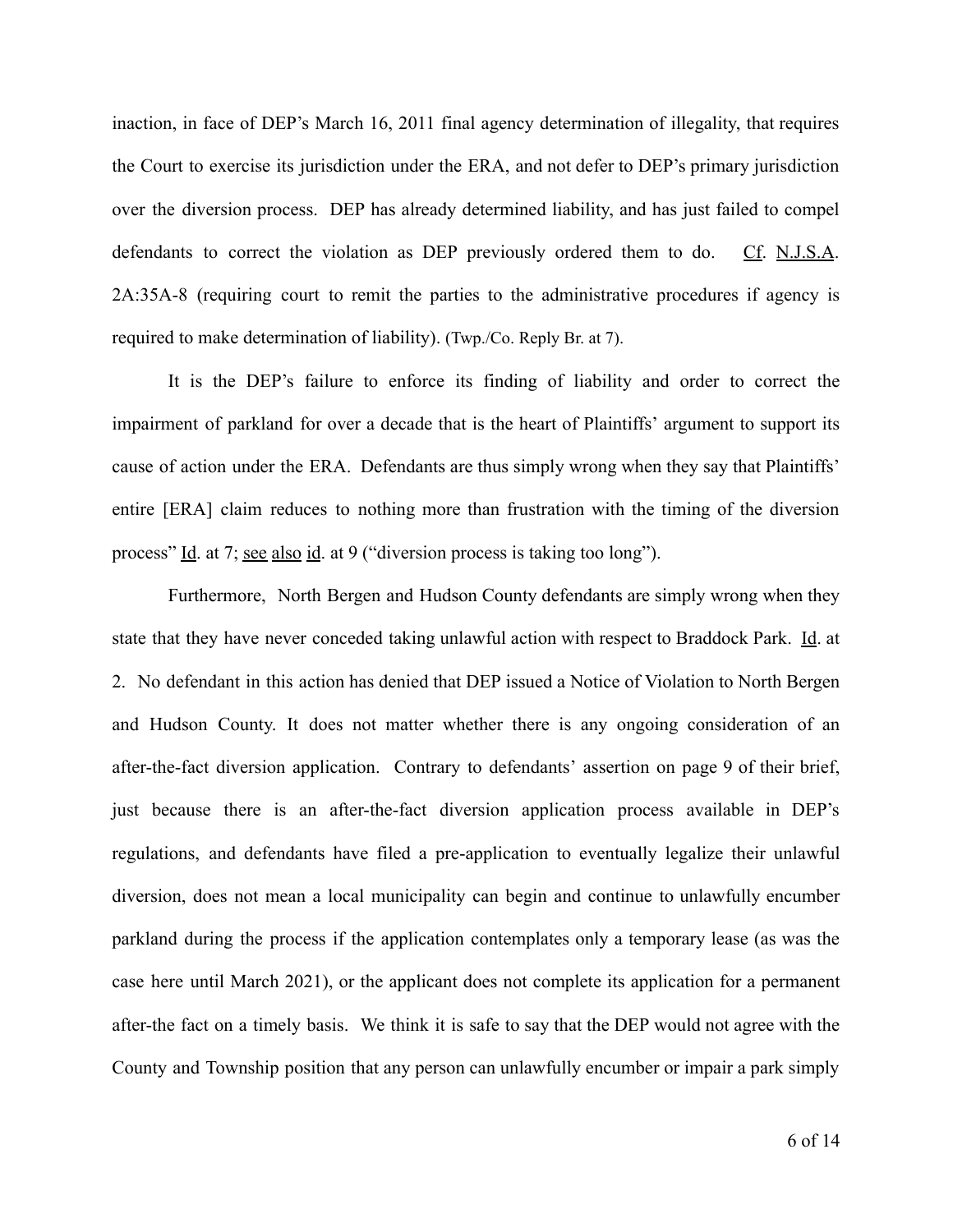inaction, in face of DEP's March 16, 2011 final agency determination of illegality, that requires the Court to exercise its jurisdiction under the ERA, and not defer to DEP's primary jurisdiction over the diversion process. DEP has already determined liability, and has just failed to compel defendants to correct the violation as DEP previously ordered them to do. Cf. N.J.S.A. 2A:35A-8 (requiring court to remit the parties to the administrative procedures if agency is required to make determination of liability). (Twp./Co. Reply Br. at 7).

It is the DEP's failure to enforce its finding of liability and order to correct the impairment of parkland for over a decade that is the heart of Plaintiffs' argument to support its cause of action under the ERA. Defendants are thus simply wrong when they say that Plaintiffs' entire [ERA] claim reduces to nothing more than frustration with the timing of the diversion process" Id. at 7; see also id. at 9 ("diversion process is taking too long").

Furthermore, North Bergen and Hudson County defendants are simply wrong when they state that they have never conceded taking unlawful action with respect to Braddock Park. Id. at 2. No defendant in this action has denied that DEP issued a Notice of Violation to North Bergen and Hudson County. It does not matter whether there is any ongoing consideration of an after-the-fact diversion application. Contrary to defendants' assertion on page 9 of their brief, just because there is an after-the-fact diversion application process available in DEP's regulations, and defendants have filed a pre-application to eventually legalize their unlawful diversion, does not mean a local municipality can begin and continue to unlawfully encumber parkland during the process if the application contemplates only a temporary lease (as was the case here until March 2021), or the applicant does not complete its application for a permanent after-the fact on a timely basis. We think it is safe to say that the DEP would not agree with the County and Township position that any person can unlawfully encumber or impair a park simply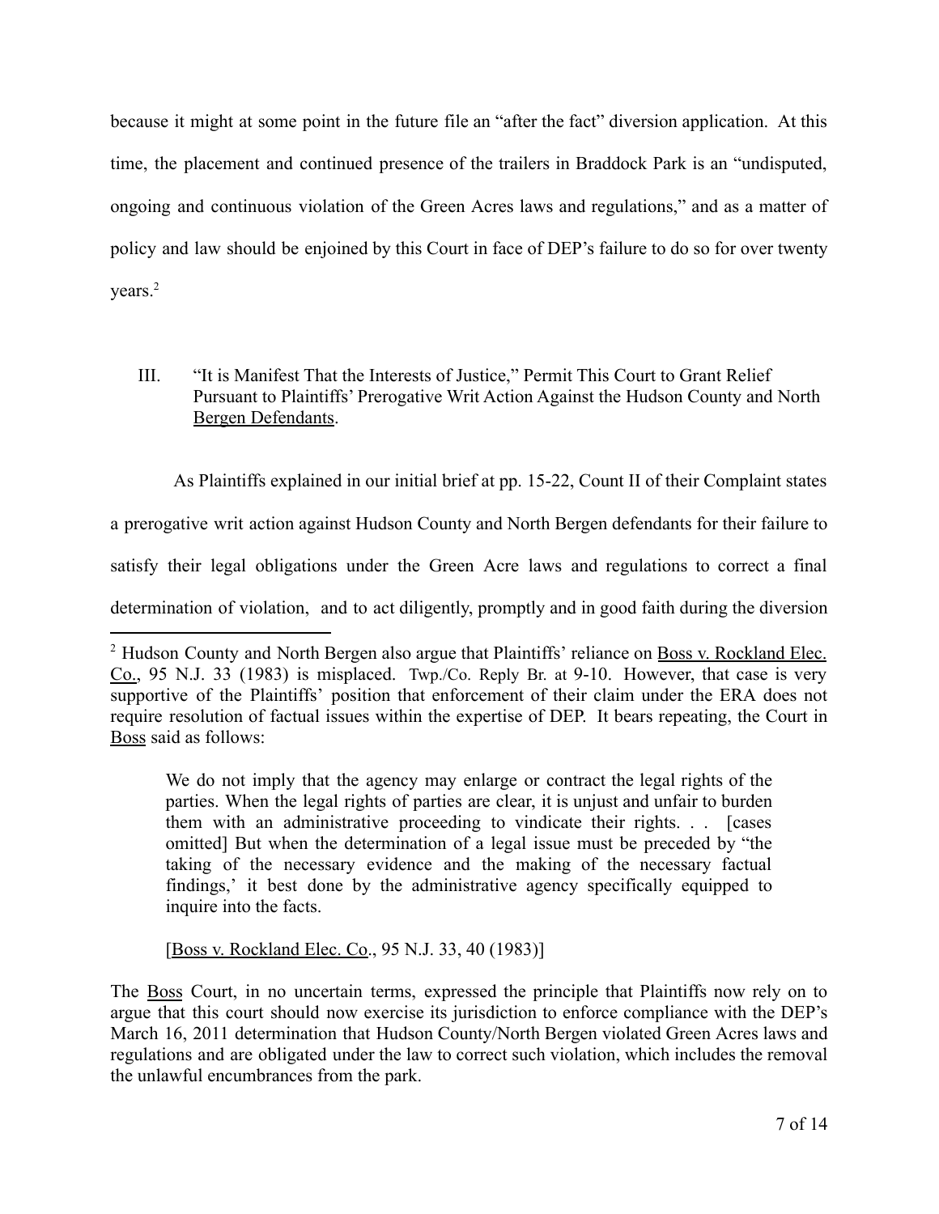because it might at some point in the future file an "after the fact" diversion application. At this time, the placement and continued presence of the trailers in Braddock Park is an "undisputed, ongoing and continuous violation of the Green Acres laws and regulations," and as a matter of policy and law should be enjoined by this Court in face of DEP's failure to do so for over twenty years.[2]

III. "It is Manifest That the Interests of Justice," Permit This Court to Grant Relief Pursuant to Plaintiffs' Prerogative Writ Action Against the Hudson County and North Bergen Defendants.

As Plaintiffs explained in our initial brief at pp. 15-22, Count II of their Complaint states a prerogative writ action against Hudson County and North Bergen defendants for their failure to satisfy their legal obligations under the Green Acre laws and regulations to correct a final determination of violation, and to act diligently, promptly and in good faith during the diversion

---

[2] Hudson County and North Bergen also argue that Plaintiffs' reliance on Boss v. Rockland Elec. Co., 95 N.J. 33 (1983) is misplaced. Twp./Co. Reply Br. at 9-10. However, that case is very supportive of the Plaintiffs' position that enforcement of their claim under the ERA does not require resolution of factual issues within the expertise of DEP. It bears repeating, the Court in Boss said as follows:

> We do not imply that the agency may enlarge or contract the legal rights of the parties. When the legal rights of parties are clear, it is unjust and unfair to burden them with an administrative proceeding to vindicate their rights. . . [cases omitted] But when the determination of a legal issue must be preceded by "the taking of the necessary evidence and the making of the necessary factual findings,' it best done by the administrative agency specifically equipped to inquire into the facts.
>
> [Boss v. Rockland Elec. Co., 95 N.J. 33, 40 (1983)]

The Boss Court, in no uncertain terms, expressed the principle that Plaintiffs now rely on to argue that this court should now exercise its jurisdiction to enforce compliance with the DEP's March 16, 2011 determination that Hudson County/North Bergen violated Green Acres laws and regulations and are obligated under the law to correct such violation, which includes the removal the unlawful encumbrances from the park.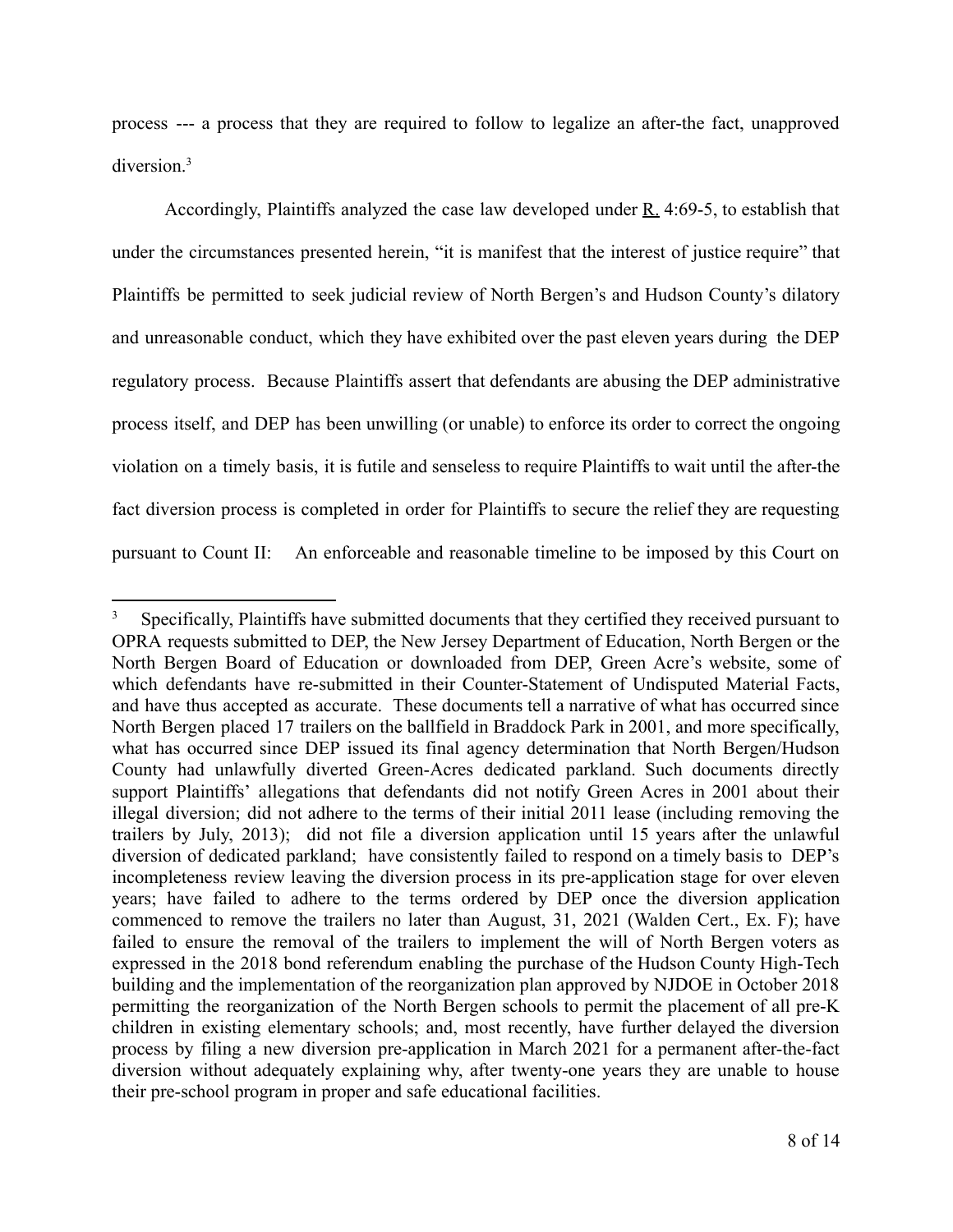process --- a process that they are required to follow to legalize an after-the fact, unapproved diversion.[3]

Accordingly, Plaintiffs analyzed the case law developed under R. 4:69-5, to establish that under the circumstances presented herein, "it is manifest that the interest of justice require" that Plaintiffs be permitted to seek judicial review of North Bergen's and Hudson County's dilatory and unreasonable conduct, which they have exhibited over the past eleven years during the DEP regulatory process. Because Plaintiffs assert that defendants are abusing the DEP administrative process itself, and DEP has been unwilling (or unable) to enforce its order to correct the ongoing violation on a timely basis, it is futile and senseless to require Plaintiffs to wait until the after-the fact diversion process is completed in order for Plaintiffs to secure the relief they are requesting pursuant to Count II: An enforceable and reasonable timeline to be imposed by this Court on

---

[3] Specifically, Plaintiffs have submitted documents that they certified they received pursuant to OPRA requests submitted to DEP, the New Jersey Department of Education, North Bergen or the North Bergen Board of Education or downloaded from DEP, Green Acre's website, some of which defendants have re-submitted in their Counter-Statement of Undisputed Material Facts, and have thus accepted as accurate. These documents tell a narrative of what has occurred since North Bergen placed 17 trailers on the ballfield in Braddock Park in 2001, and more specifically, what has occurred since DEP issued its final agency determination that North Bergen/Hudson County had unlawfully diverted Green-Acres dedicated parkland. Such documents directly support Plaintiffs' allegations that defendants did not notify Green Acres in 2001 about their illegal diversion; did not adhere to the terms of their initial 2011 lease (including removing the trailers by July, 2013); did not file a diversion application until 15 years after the unlawful diversion of dedicated parkland; have consistently failed to respond on a timely basis to DEP's incompleteness review leaving the diversion process in its pre-application stage for over eleven years; have failed to adhere to the terms ordered by DEP once the diversion application commenced to remove the trailers no later than August, 31, 2021 (Walden Cert., Ex. F); have failed to ensure the removal of the trailers to implement the will of North Bergen voters as expressed in the 2018 bond referendum enabling the purchase of the Hudson County High-Tech building and the implementation of the reorganization plan approved by NJDOE in October 2018 permitting the reorganization of the North Bergen schools to permit the placement of all pre-K children in existing elementary schools; and, most recently, have further delayed the diversion process by filing a new diversion pre-application in March 2021 for a permanent after-the-fact diversion without adequately explaining why, after twenty-one years they are unable to house their pre-school program in proper and safe educational facilities.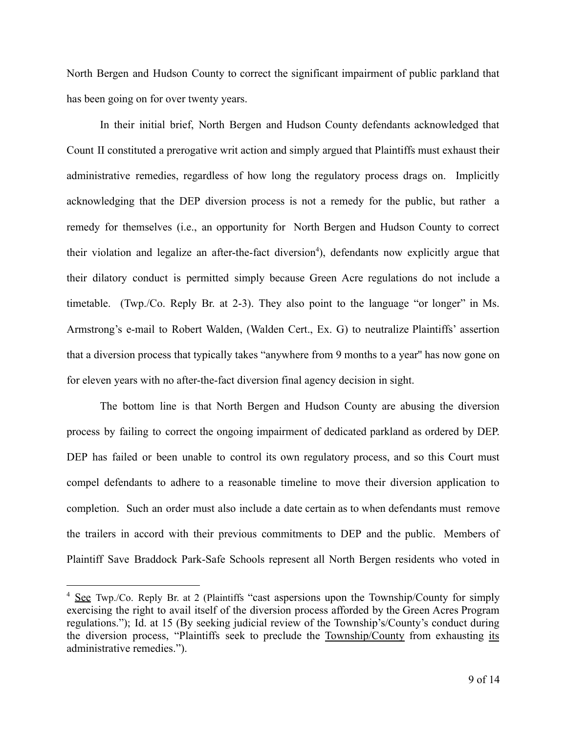North Bergen and Hudson County to correct the significant impairment of public parkland that has been going on for over twenty years.

In their initial brief, North Bergen and Hudson County defendants acknowledged that Count II constituted a prerogative writ action and simply argued that Plaintiffs must exhaust their administrative remedies, regardless of how long the regulatory process drags on. Implicitly acknowledging that the DEP diversion process is not a remedy for the public, but rather a remedy for themselves (i.e., an opportunity for North Bergen and Hudson County to correct their violation and legalize an after-the-fact diversion[4]), defendants now explicitly argue that their dilatory conduct is permitted simply because Green Acre regulations do not include a timetable. (Twp./Co. Reply Br. at 2-3). They also point to the language "or longer" in Ms. Armstrong's e-mail to Robert Walden, (Walden Cert., Ex. G) to neutralize Plaintiffs' assertion that a diversion process that typically takes "anywhere from 9 months to a year" has now gone on for eleven years with no after-the-fact diversion final agency decision in sight.

The bottom line is that North Bergen and Hudson County are abusing the diversion process by failing to correct the ongoing impairment of dedicated parkland as ordered by DEP. DEP has failed or been unable to control its own regulatory process, and so this Court must compel defendants to adhere to a reasonable timeline to move their diversion application to completion. Such an order must also include a date certain as to when defendants must remove the trailers in accord with their previous commitments to DEP and the public. Members of Plaintiff Save Braddock Park-Safe Schools represent all North Bergen residents who voted in

---

[4] See Twp./Co. Reply Br. at 2 (Plaintiffs "cast aspersions upon the Township/County for simply exercising the right to avail itself of the diversion process afforded by the Green Acres Program regulations."); Id. at 15 (By seeking judicial review of the Township's/County's conduct during the diversion process, "Plaintiffs seek to preclude the Township/County from exhausting its administrative remedies.").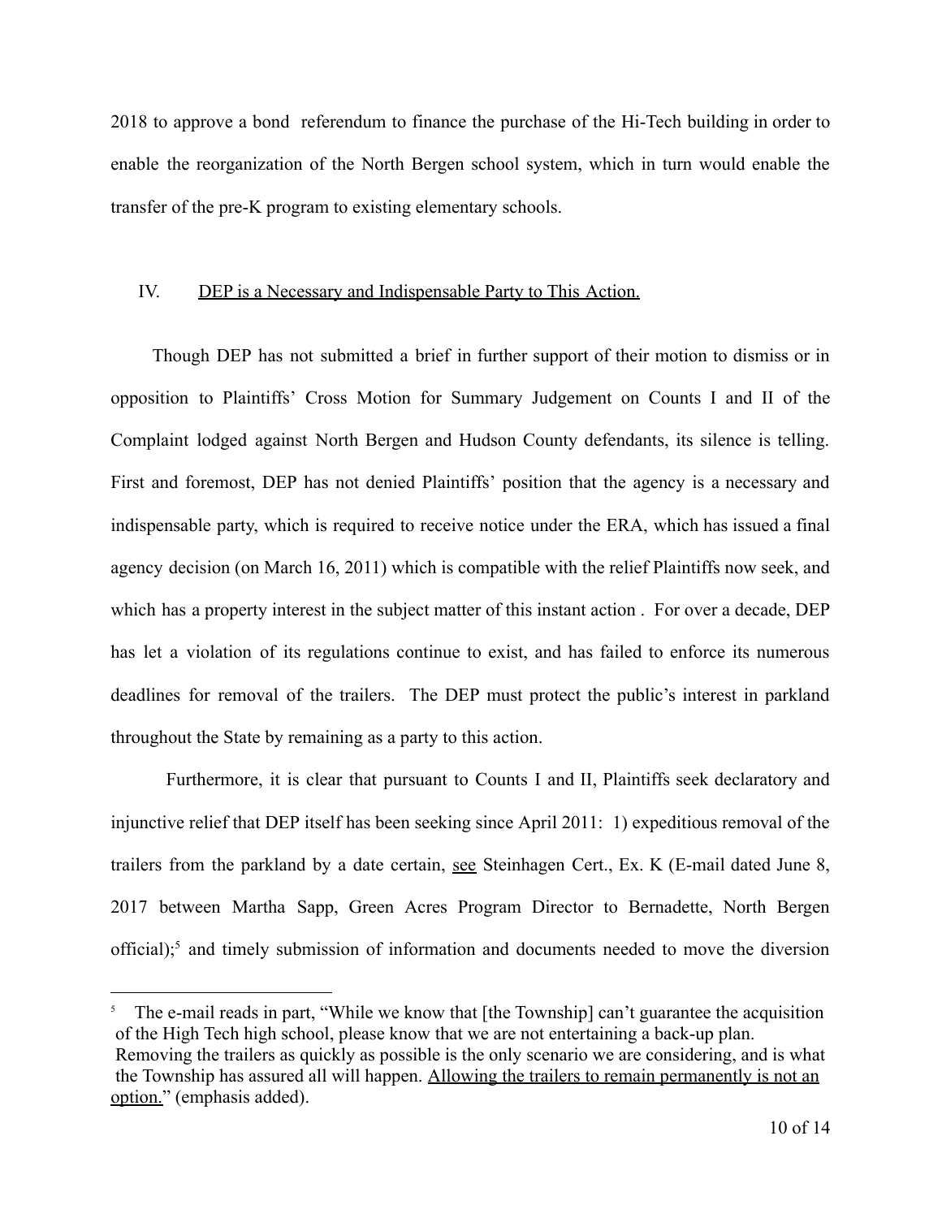2018 to approve a bond referendum to finance the purchase of the Hi-Tech building in order to enable the reorganization of the North Bergen school system, which in turn would enable the transfer of the pre-K program to existing elementary schools.

## IV. DEP is a Necessary and Indispensable Party to This Action.

Though DEP has not submitted a brief in further support of their motion to dismiss or in opposition to Plaintiffs' Cross Motion for Summary Judgement on Counts I and II of the Complaint lodged against North Bergen and Hudson County defendants, its silence is telling. First and foremost, DEP has not denied Plaintiffs' position that the agency is a necessary and indispensable party, which is required to receive notice under the ERA, which has issued a final agency decision (on March 16, 2011) which is compatible with the relief Plaintiffs now seek, and which has a property interest in the subject matter of this instant action . For over a decade, DEP has let a violation of its regulations continue to exist, and has failed to enforce its numerous deadlines for removal of the trailers. The DEP must protect the public's interest in parkland throughout the State by remaining as a party to this action.

Furthermore, it is clear that pursuant to Counts I and II, Plaintiffs seek declaratory and injunctive relief that DEP itself has been seeking since April 2011: 1) expeditious removal of the trailers from the parkland by a date certain, see Steinhagen Cert., Ex. K (E-mail dated June 8, 2017 between Martha Sapp, Green Acres Program Director to Bernadette, North Bergen official);[5] and timely submission of information and documents needed to move the diversion

---

[5] The e-mail reads in part, "While we know that [the Township] can't guarantee the acquisition of the High Tech high school, please know that we are not entertaining a back-up plan. Removing the trailers as quickly as possible is the only scenario we are considering, and is what the Township has assured all will happen. Allowing the trailers to remain permanently is not an option." (emphasis added).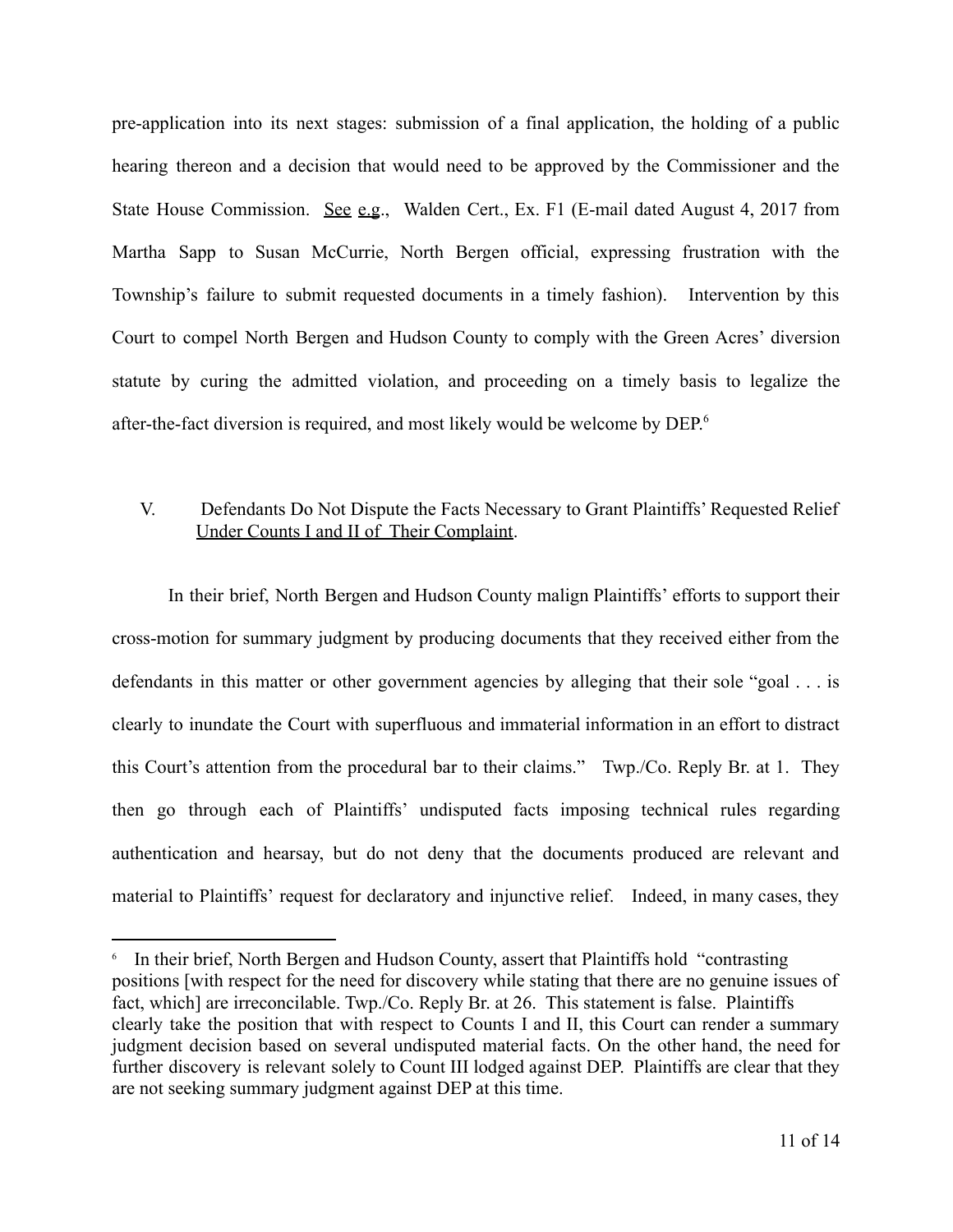pre-application into its next stages: submission of a final application, the holding of a public hearing thereon and a decision that would need to be approved by the Commissioner and the State House Commission. See e.g., Walden Cert., Ex. F1 (E-mail dated August 4, 2017 from Martha Sapp to Susan McCurrie, North Bergen official, expressing frustration with the Township's failure to submit requested documents in a timely fashion). Intervention by this Court to compel North Bergen and Hudson County to comply with the Green Acres' diversion statute by curing the admitted violation, and proceeding on a timely basis to legalize the after-the-fact diversion is required, and most likely would be welcome by DEP.[6]

## V. Defendants Do Not Dispute the Facts Necessary to Grant Plaintiffs' Requested Relief Under Counts I and II of Their Complaint.

In their brief, North Bergen and Hudson County malign Plaintiffs' efforts to support their cross-motion for summary judgment by producing documents that they received either from the defendants in this matter or other government agencies by alleging that their sole "goal . . . is clearly to inundate the Court with superfluous and immaterial information in an effort to distract this Court's attention from the procedural bar to their claims." Twp./Co. Reply Br. at 1. They then go through each of Plaintiffs' undisputed facts imposing technical rules regarding authentication and hearsay, but do not deny that the documents produced are relevant and material to Plaintiffs' request for declaratory and injunctive relief. Indeed, in many cases, they

---

[6] In their brief, North Bergen and Hudson County, assert that Plaintiffs hold "contrasting positions [with respect for the need for discovery while stating that there are no genuine issues of fact, which] are irreconcilable. Twp./Co. Reply Br. at 26. This statement is false. Plaintiffs clearly take the position that with respect to Counts I and II, this Court can render a summary judgment decision based on several undisputed material facts. On the other hand, the need for further discovery is relevant solely to Count III lodged against DEP. Plaintiffs are clear that they are not seeking summary judgment against DEP at this time.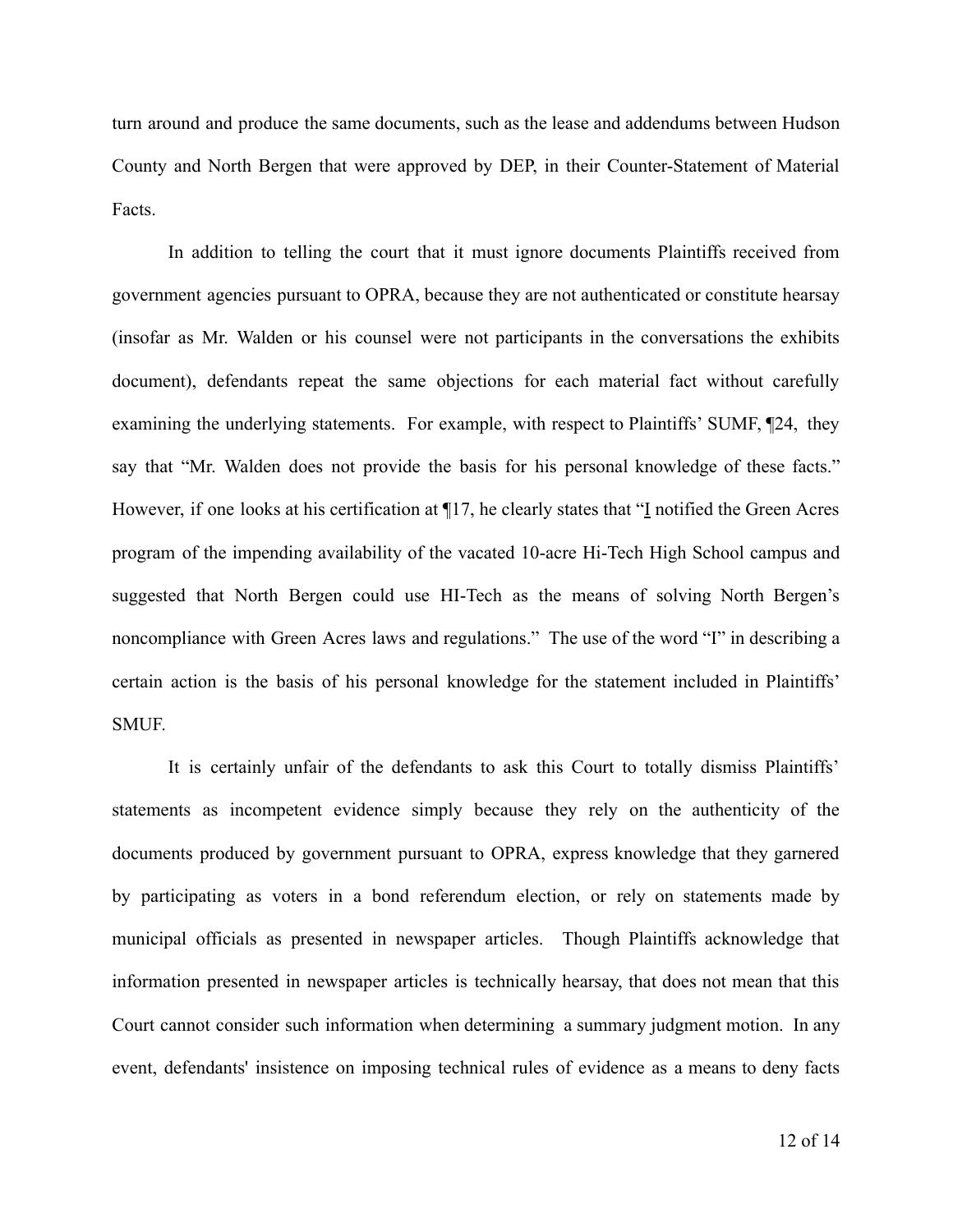turn around and produce the same documents, such as the lease and addendums between Hudson County and North Bergen that were approved by DEP, in their Counter-Statement of Material Facts.

In addition to telling the court that it must ignore documents Plaintiffs received from government agencies pursuant to OPRA, because they are not authenticated or constitute hearsay (insofar as Mr. Walden or his counsel were not participants in the conversations the exhibits document), defendants repeat the same objections for each material fact without carefully examining the underlying statements. For example, with respect to Plaintiffs' SUMF, ¶24, they say that "Mr. Walden does not provide the basis for his personal knowledge of these facts." However, if one looks at his certification at ¶17, he clearly states that "I notified the Green Acres program of the impending availability of the vacated 10-acre Hi-Tech High School campus and suggested that North Bergen could use HI-Tech as the means of solving North Bergen's noncompliance with Green Acres laws and regulations." The use of the word "I" in describing a certain action is the basis of his personal knowledge for the statement included in Plaintiffs' SMUF.

It is certainly unfair of the defendants to ask this Court to totally dismiss Plaintiffs' statements as incompetent evidence simply because they rely on the authenticity of the documents produced by government pursuant to OPRA, express knowledge that they garnered by participating as voters in a bond referendum election, or rely on statements made by municipal officials as presented in newspaper articles. Though Plaintiffs acknowledge that information presented in newspaper articles is technically hearsay, that does not mean that this Court cannot consider such information when determining a summary judgment motion. In any event, defendants' insistence on imposing technical rules of evidence as a means to deny facts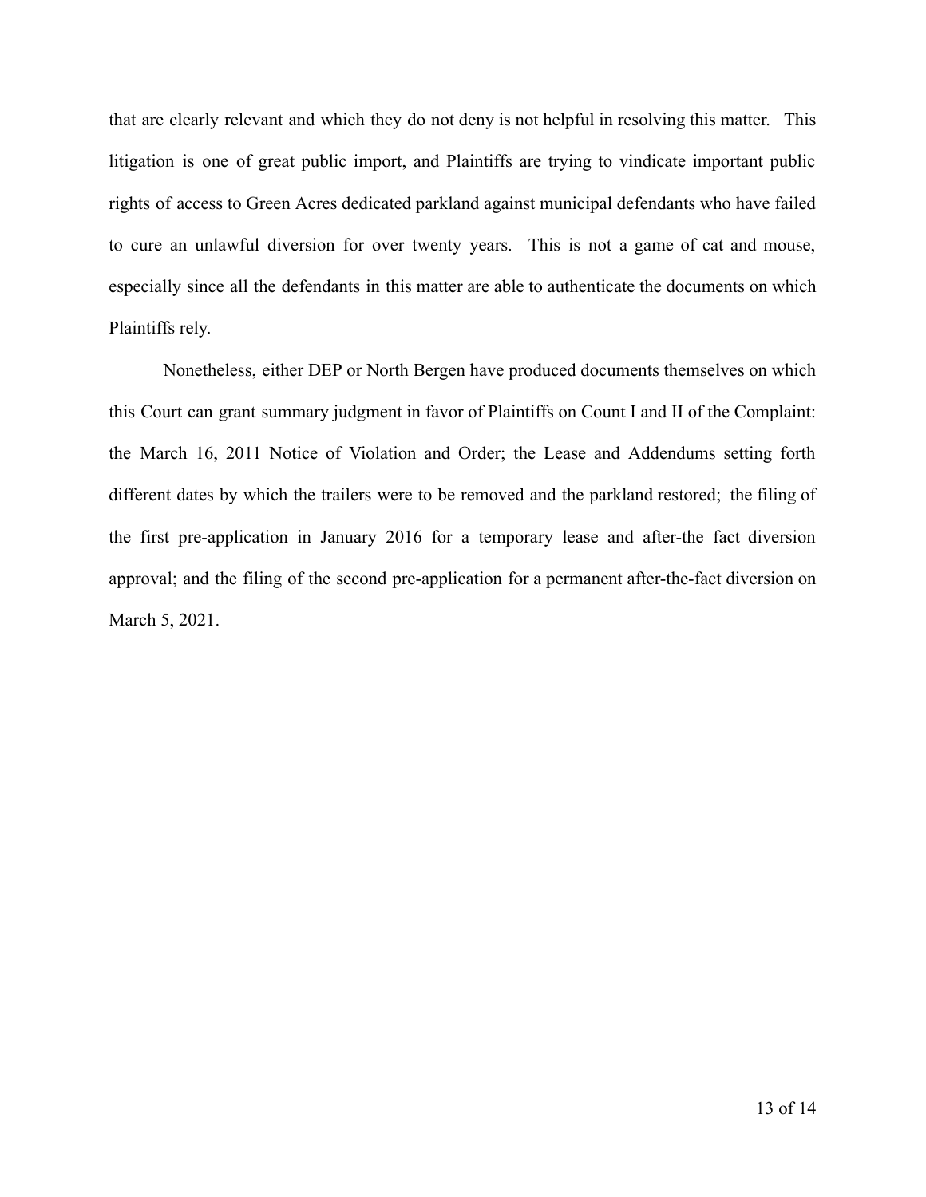that are clearly relevant and which they do not deny is not helpful in resolving this matter. This litigation is one of great public import, and Plaintiffs are trying to vindicate important public rights of access to Green Acres dedicated parkland against municipal defendants who have failed to cure an unlawful diversion for over twenty years. This is not a game of cat and mouse, especially since all the defendants in this matter are able to authenticate the documents on which Plaintiffs rely.

Nonetheless, either DEP or North Bergen have produced documents themselves on which this Court can grant summary judgment in favor of Plaintiffs on Count I and II of the Complaint: the March 16, 2011 Notice of Violation and Order; the Lease and Addendums setting forth different dates by which the trailers were to be removed and the parkland restored; the filing of the first pre-application in January 2016 for a temporary lease and after-the fact diversion approval; and the filing of the second pre-application for a permanent after-the-fact diversion on March 5, 2021.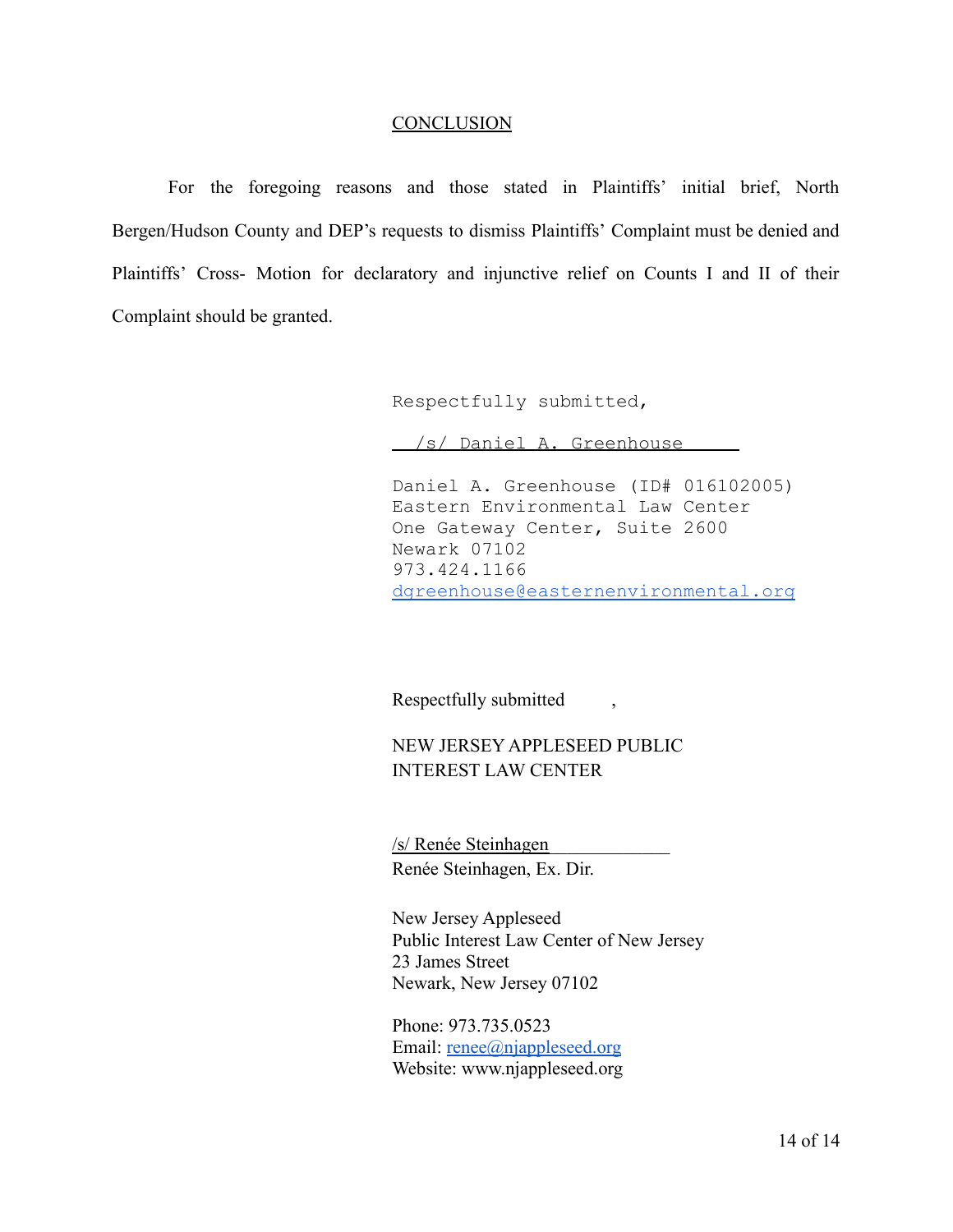## CONCLUSION

For the foregoing reasons and those stated in Plaintiffs' initial brief, North Bergen/Hudson County and DEP's requests to dismiss Plaintiffs' Complaint must be denied and Plaintiffs' Cross- Motion for declaratory and injunctive relief on Counts I and II of their Complaint should be granted.

Respectfully submitted,

/s/ Daniel A. Greenhouse

Daniel A. Greenhouse (ID# 016102005)
Eastern Environmental Law Center
One Gateway Center, Suite 2600
Newark 07102
973.424.1166
dgreenhouse@easternenvironmental.org

Respectfully submitted ,

NEW JERSEY APPLESEED PUBLIC INTEREST LAW CENTER

/s/ Renée Steinhagen
Renée Steinhagen, Ex. Dir.

New Jersey Appleseed
Public Interest Law Center of New Jersey
23 James Street
Newark, New Jersey 07102

Phone: 973.735.0523
Email: renee@njappleseed.org
Website: www.njappleseed.org